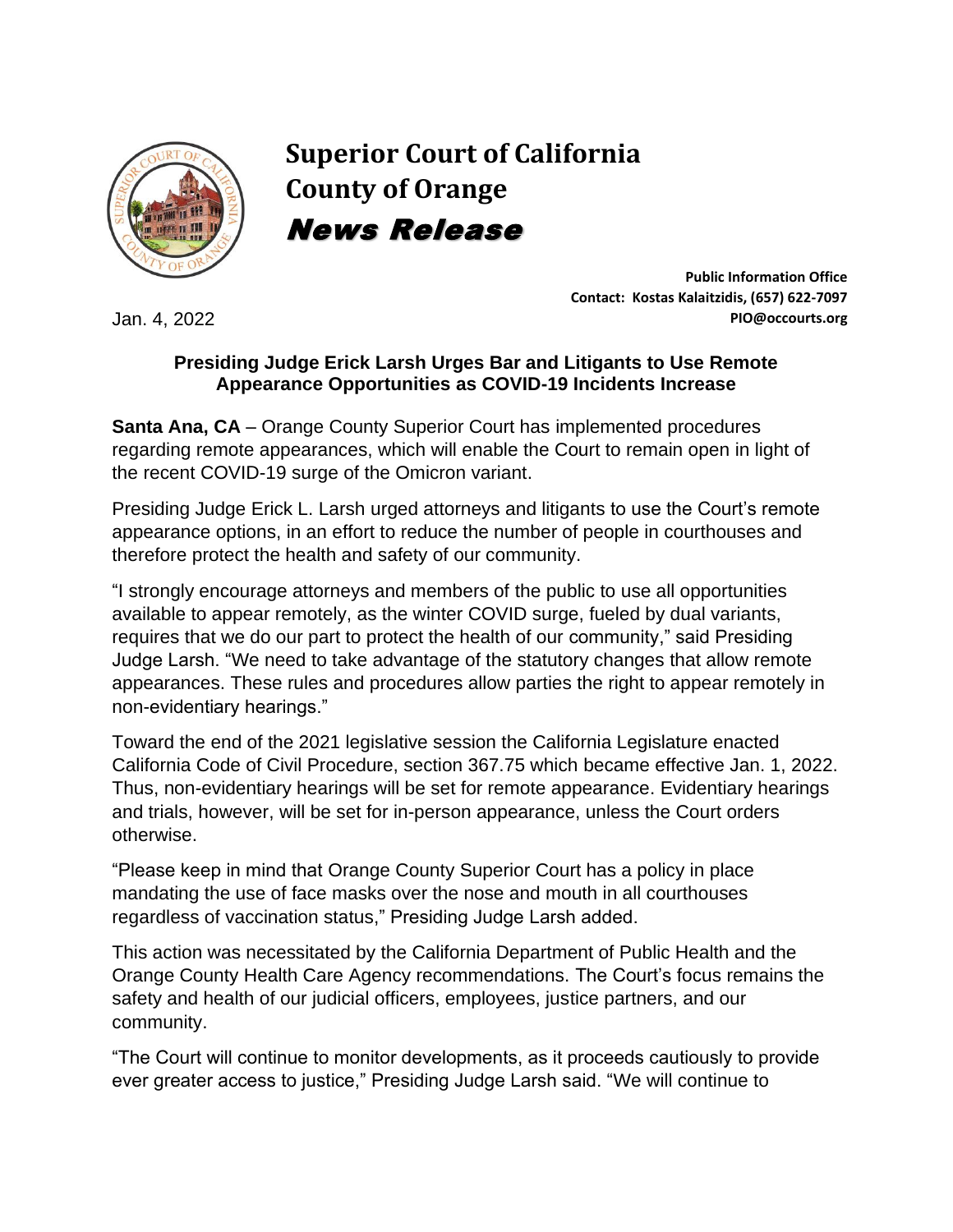# Superior Court of California
# County of Orange
## *News Release*

**Public Information Office**
**Contact: Kostas Kalaitzidis, (657) 622-7097**
**PIO@occourts.org**

Jan. 4, 2022

**Presiding Judge Erick Larsh Urges Bar and Litigants to Use Remote Appearance Opportunities as COVID-19 Incidents Increase**

**Santa Ana, CA** – Orange County Superior Court has implemented procedures regarding remote appearances, which will enable the Court to remain open in light of the recent COVID-19 surge of the Omicron variant.

Presiding Judge Erick L. Larsh urged attorneys and litigants to use the Court's remote appearance options, in an effort to reduce the number of people in courthouses and therefore protect the health and safety of our community.

"I strongly encourage attorneys and members of the public to use all opportunities available to appear remotely, as the winter COVID surge, fueled by dual variants, requires that we do our part to protect the health of our community," said Presiding Judge Larsh. "We need to take advantage of the statutory changes that allow remote appearances. These rules and procedures allow parties the right to appear remotely in non-evidentiary hearings."

Toward the end of the 2021 legislative session the California Legislature enacted California Code of Civil Procedure, section 367.75 which became effective Jan. 1, 2022. Thus, non-evidentiary hearings will be set for remote appearance. Evidentiary hearings and trials, however, will be set for in-person appearance, unless the Court orders otherwise.

"Please keep in mind that Orange County Superior Court has a policy in place mandating the use of face masks over the nose and mouth in all courthouses regardless of vaccination status," Presiding Judge Larsh added.

This action was necessitated by the California Department of Public Health and the Orange County Health Care Agency recommendations. The Court's focus remains the safety and health of our judicial officers, employees, justice partners, and our community.

"The Court will continue to monitor developments, as it proceeds cautiously to provide ever greater access to justice," Presiding Judge Larsh said. "We will continue to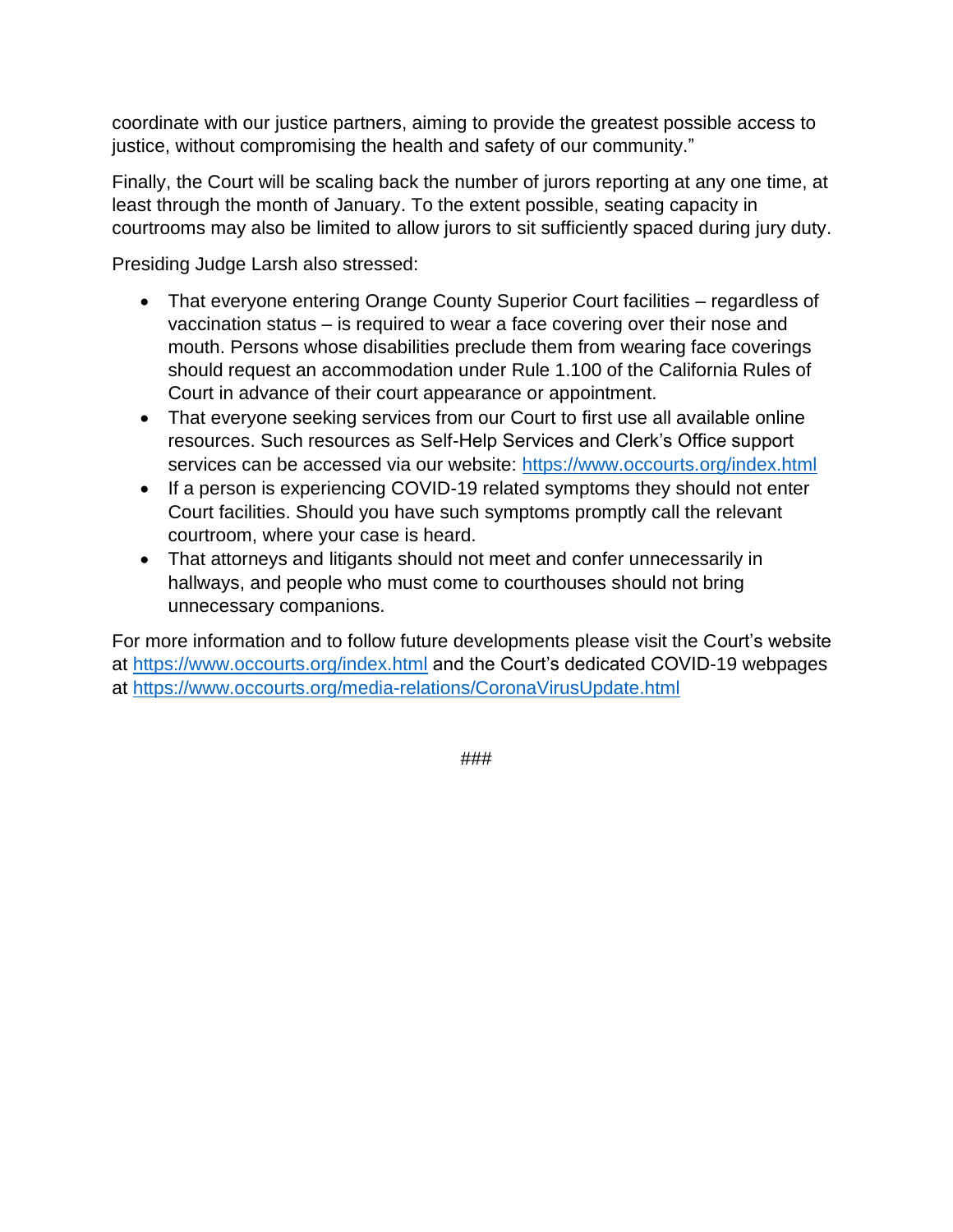coordinate with our justice partners, aiming to provide the greatest possible access to justice, without compromising the health and safety of our community."

Finally, the Court will be scaling back the number of jurors reporting at any one time, at least through the month of January. To the extent possible, seating capacity in courtrooms may also be limited to allow jurors to sit sufficiently spaced during jury duty.

Presiding Judge Larsh also stressed:

- That everyone entering Orange County Superior Court facilities – regardless of vaccination status – is required to wear a face covering over their nose and mouth. Persons whose disabilities preclude them from wearing face coverings should request an accommodation under Rule 1.100 of the California Rules of Court in advance of their court appearance or appointment.
- That everyone seeking services from our Court to first use all available online resources. Such resources as Self-Help Services and Clerk's Office support services can be accessed via our website: https://www.occourts.org/index.html
- If a person is experiencing COVID-19 related symptoms they should not enter Court facilities. Should you have such symptoms promptly call the relevant courtroom, where your case is heard.
- That attorneys and litigants should not meet and confer unnecessarily in hallways, and people who must come to courthouses should not bring unnecessary companions.

For more information and to follow future developments please visit the Court's website at https://www.occourts.org/index.html and the Court's dedicated COVID-19 webpages at https://www.occourts.org/media-relations/CoronaVirusUpdate.html

###